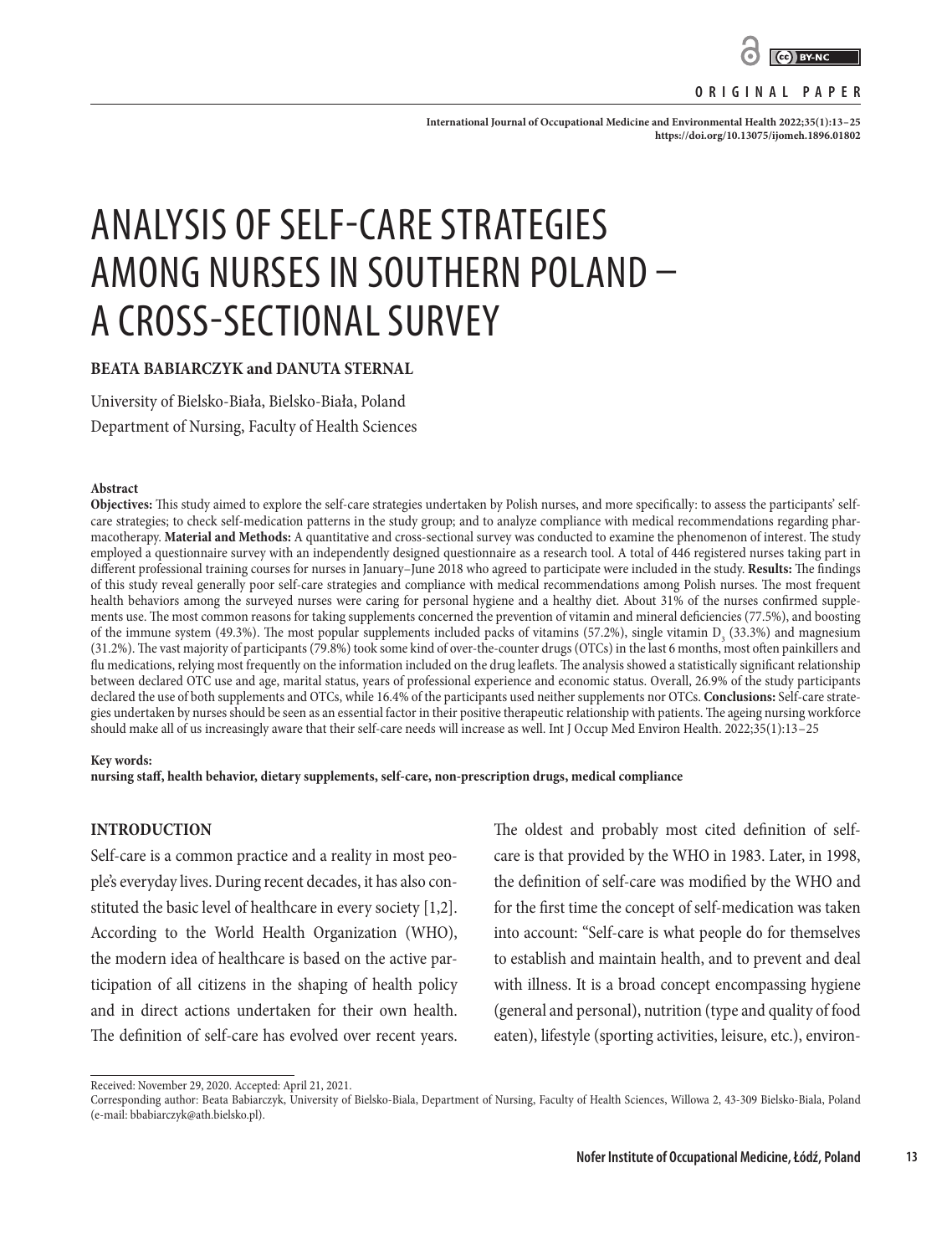ORIGINAL PAPER

# ANALYSIS OF SELF-CARE STRATEGIES AMONG NURSES IN SOUTHERN POLAND – A CROSS-SECTIONAL SURVEY

**BEATA BABIARCZYK and DANUTA STERNAL**

University of Bielsko-Biała, Bielsko-Biała, Poland
Department of Nursing, Faculty of Health Sciences

**Abstract**

**Objectives:** This study aimed to explore the self-care strategies undertaken by Polish nurses, and more specifically: to assess the participants' self-care strategies; to check self-medication patterns in the study group; and to analyze compliance with medical recommendations regarding pharmacotherapy. **Material and Methods:** A quantitative and cross-sectional survey was conducted to examine the phenomenon of interest. The study employed a questionnaire survey with an independently designed questionnaire as a research tool. A total of 446 registered nurses taking part in different professional training courses for nurses in January–June 2018 who agreed to participate were included in the study. **Results:** The findings of this study reveal generally poor self-care strategies and compliance with medical recommendations among Polish nurses. The most frequent health behaviors among the surveyed nurses were caring for personal hygiene and a healthy diet. About 31% of the nurses confirmed supplements use. The most common reasons for taking supplements concerned the prevention of vitamin and mineral deficiencies (77.5%), and boosting of the immune system (49.3%). The most popular supplements included packs of vitamins (57.2%), single vitamin $D_3$ (33.3%) and magnesium (31.2%). The vast majority of participants (79.8%) took some kind of over-the-counter drugs (OTCs) in the last 6 months, most often painkillers and flu medications, relying most frequently on the information included on the drug leaflets. The analysis showed a statistically significant relationship between declared OTC use and age, marital status, years of professional experience and economic status. Overall, 26.9% of the study participants declared the use of both supplements and OTCs, while 16.4% of the participants used neither supplements nor OTCs. **Conclusions:** Self-care strategies undertaken by nurses should be seen as an essential factor in their positive therapeutic relationship with patients. The ageing nursing workforce should make all of us increasingly aware that their self-care needs will increase as well. Int J Occup Med Environ Health. 2022;35(1):13–25

**Key words:**
**nursing staff, health behavior, dietary supplements, self-care, non-prescription drugs, medical compliance**

## INTRODUCTION

Self-care is a common practice and a reality in most people's everyday lives. During recent decades, it has also constituted the basic level of healthcare in every society [1,2]. According to the World Health Organization (WHO), the modern idea of healthcare is based on the active participation of all citizens in the shaping of health policy and in direct actions undertaken for their own health. The definition of self-care has evolved over recent years.

The oldest and probably most cited definition of self-care is that provided by the WHO in 1983. Later, in 1998, the definition of self-care was modified by the WHO and for the first time the concept of self-medication was taken into account: "Self-care is what people do for themselves to establish and maintain health, and to prevent and deal with illness. It is a broad concept encompassing hygiene (general and personal), nutrition (type and quality of food eaten), lifestyle (sporting activities, leisure, etc.), environ-

Received: November 29, 2020. Accepted: April 21, 2021.
Corresponding author: Beata Babiarczyk, University of Bielsko-Biala, Department of Nursing, Faculty of Health Sciences, Willowa 2, 43-309 Bielsko-Biala, Poland (e-mail: bbabiarczyk@ath.bielsko.pl).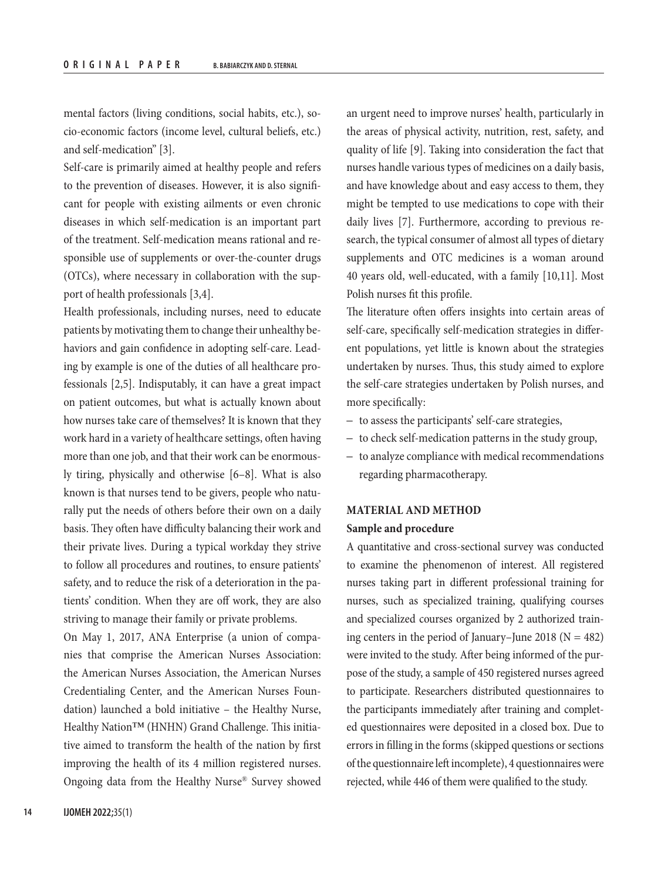mental factors (living conditions, social habits, etc.), socio-economic factors (income level, cultural beliefs, etc.) and self-medication" [3].

Self-care is primarily aimed at healthy people and refers to the prevention of diseases. However, it is also significant for people with existing ailments or even chronic diseases in which self-medication is an important part of the treatment. Self-medication means rational and responsible use of supplements or over-the-counter drugs (OTCs), where necessary in collaboration with the support of health professionals [3,4].

Health professionals, including nurses, need to educate patients by motivating them to change their unhealthy behaviors and gain confidence in adopting self-care. Leading by example is one of the duties of all healthcare professionals [2,5]. Indisputably, it can have a great impact on patient outcomes, but what is actually known about how nurses take care of themselves? It is known that they work hard in a variety of healthcare settings, often having more than one job, and that their work can be enormously tiring, physically and otherwise [6–8]. What is also known is that nurses tend to be givers, people who naturally put the needs of others before their own on a daily basis. They often have difficulty balancing their work and their private lives. During a typical workday they strive to follow all procedures and routines, to ensure patients' safety, and to reduce the risk of a deterioration in the patients' condition. When they are off work, they are also striving to manage their family or private problems.

On May 1, 2017, ANA Enterprise (a union of companies that comprise the American Nurses Association: the American Nurses Association, the American Nurses Credentialing Center, and the American Nurses Foundation) launched a bold initiative – the Healthy Nurse, Healthy Nation™ (HNHN) Grand Challenge. This initiative aimed to transform the health of the nation by first improving the health of its 4 million registered nurses. Ongoing data from the Healthy Nurse® Survey showed an urgent need to improve nurses' health, particularly in the areas of physical activity, nutrition, rest, safety, and quality of life [9]. Taking into consideration the fact that nurses handle various types of medicines on a daily basis, and have knowledge about and easy access to them, they might be tempted to use medications to cope with their daily lives [7]. Furthermore, according to previous research, the typical consumer of almost all types of dietary supplements and OTC medicines is a woman around 40 years old, well-educated, with a family [10,11]. Most Polish nurses fit this profile.

The literature often offers insights into certain areas of self-care, specifically self-medication strategies in different populations, yet little is known about the strategies undertaken by nurses. Thus, this study aimed to explore the self-care strategies undertaken by Polish nurses, and more specifically:

- to assess the participants' self-care strategies,
- to check self-medication patterns in the study group,
- to analyze compliance with medical recommendations regarding pharmacotherapy.

## MATERIAL AND METHOD

### Sample and procedure

A quantitative and cross-sectional survey was conducted to examine the phenomenon of interest. All registered nurses taking part in different professional training for nurses, such as specialized training, qualifying courses and specialized courses organized by 2 authorized training centers in the period of January–June 2018 ($N = 482$) were invited to the study. After being informed of the purpose of the study, a sample of 450 registered nurses agreed to participate. Researchers distributed questionnaires to the participants immediately after training and completed questionnaires were deposited in a closed box. Due to errors in filling in the forms (skipped questions or sections of the questionnaire left incomplete), 4 questionnaires were rejected, while 446 of them were qualified to the study.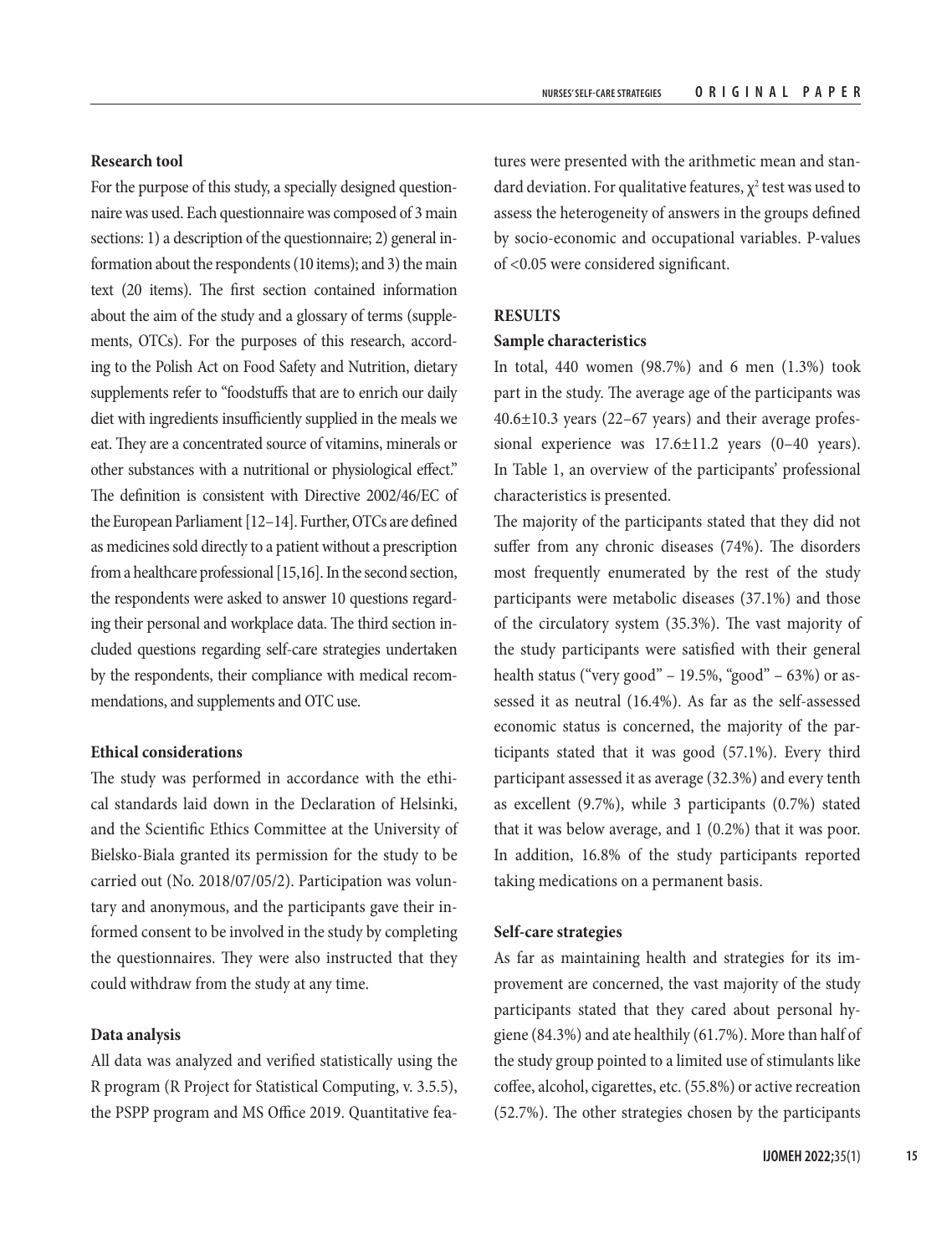### Research tool

For the purpose of this study, a specially designed questionnaire was used. Each questionnaire was composed of 3 main sections: 1) a description of the questionnaire; 2) general information about the respondents (10 items); and 3) the main text (20 items). The first section contained information about the aim of the study and a glossary of terms (supplements, OTCs). For the purposes of this research, according to the Polish Act on Food Safety and Nutrition, dietary supplements refer to "foodstuffs that are to enrich our daily diet with ingredients insufficiently supplied in the meals we eat. They are a concentrated source of vitamins, minerals or other substances with a nutritional or physiological effect." The definition is consistent with Directive 2002/46/EC of the European Parliament [12–14]. Further, OTCs are defined as medicines sold directly to a patient without a prescription from a healthcare professional [15,16]. In the second section, the respondents were asked to answer 10 questions regarding their personal and workplace data. The third section included questions regarding self-care strategies undertaken by the respondents, their compliance with medical recommendations, and supplements and OTC use.

### Ethical considerations

The study was performed in accordance with the ethical standards laid down in the Declaration of Helsinki, and the Scientific Ethics Committee at the University of Bielsko-Biala granted its permission for the study to be carried out (No. 2018/07/05/2). Participation was voluntary and anonymous, and the participants gave their informed consent to be involved in the study by completing the questionnaires. They were also instructed that they could withdraw from the study at any time.

### Data analysis

All data was analyzed and verified statistically using the R program (R Project for Statistical Computing, v. 3.5.5), the PSPP program and MS Office 2019. Quantitative features were presented with the arithmetic mean and standard deviation. For qualitative features, $\chi^2$ test was used to assess the heterogeneity of answers in the groups defined by socio-economic and occupational variables. P-values of <0.05 were considered significant.

## RESULTS

### Sample characteristics

In total, 440 women (98.7%) and 6 men (1.3%) took part in the study. The average age of the participants was 40.6±10.3 years (22–67 years) and their average professional experience was 17.6±11.2 years (0–40 years). In Table 1, an overview of the participants' professional characteristics is presented.

The majority of the participants stated that they did not suffer from any chronic diseases (74%). The disorders most frequently enumerated by the rest of the study participants were metabolic diseases (37.1%) and those of the circulatory system (35.3%). The vast majority of the study participants were satisfied with their general health status ("very good" – 19.5%, "good" – 63%) or assessed it as neutral (16.4%). As far as the self-assessed economic status is concerned, the majority of the participants stated that it was good (57.1%). Every third participant assessed it as average (32.3%) and every tenth as excellent (9.7%), while 3 participants (0.7%) stated that it was below average, and 1 (0.2%) that it was poor. In addition, 16.8% of the study participants reported taking medications on a permanent basis.

### Self-care strategies

As far as maintaining health and strategies for its improvement are concerned, the vast majority of the study participants stated that they cared about personal hygiene (84.3%) and ate healthily (61.7%). More than half of the study group pointed to a limited use of stimulants like coffee, alcohol, cigarettes, etc. (55.8%) or active recreation (52.7%). The other strategies chosen by the participants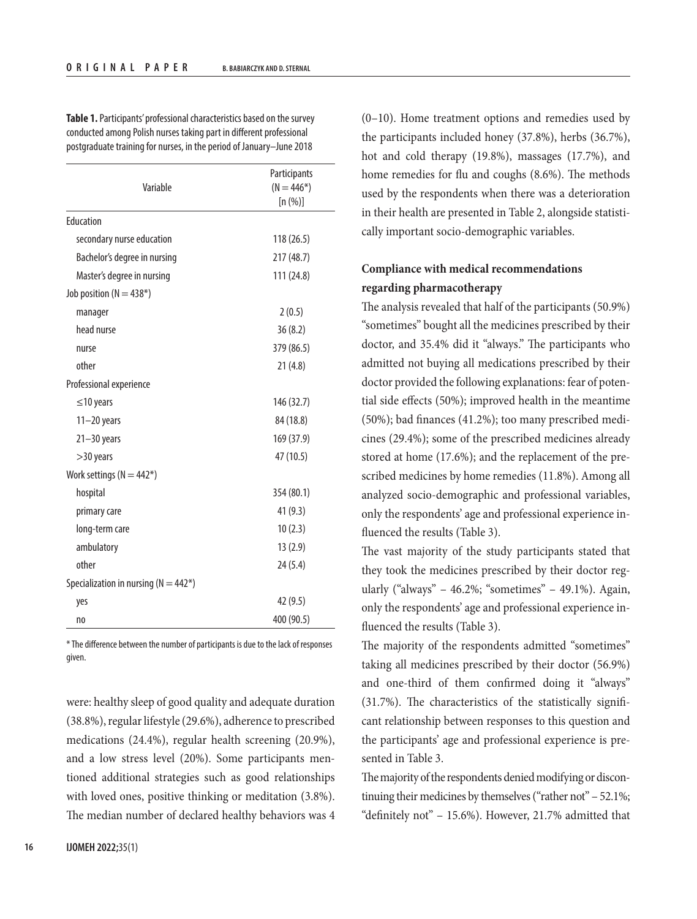**Table 1.** Participants' professional characteristics based on the survey conducted among Polish nurses taking part in different professional postgraduate training for nurses, in the period of January–June 2018

| Variable | Participants (N = 446*) [n (%)] |
|---|---|
| Education | |
| secondary nurse education | 118 (26.5) |
| Bachelor's degree in nursing | 217 (48.7) |
| Master's degree in nursing | 111 (24.8) |
| Job position (N = 438*) | |
| manager | 2 (0.5) |
| head nurse | 36 (8.2) |
| nurse | 379 (86.5) |
| other | 21 (4.8) |
| Professional experience | |
| ≤10 years | 146 (32.7) |
| 11–20 years | 84 (18.8) |
| 21–30 years | 169 (37.9) |
| >30 years | 47 (10.5) |
| Work settings (N = 442*) | |
| hospital | 354 (80.1) |
| primary care | 41 (9.3) |
| long-term care | 10 (2.3) |
| ambulatory | 13 (2.9) |
| other | 24 (5.4) |
| Specialization in nursing (N = 442*) | |
| yes | 42 (9.5) |
| no | 400 (90.5) |

* The difference between the number of participants is due to the lack of responses given.

were: healthy sleep of good quality and adequate duration (38.8%), regular lifestyle (29.6%), adherence to prescribed medications (24.4%), regular health screening (20.9%), and a low stress level (20%). Some participants mentioned additional strategies such as good relationships with loved ones, positive thinking or meditation (3.8%). The median number of declared healthy behaviors was 4 (0–10). Home treatment options and remedies used by the participants included honey (37.8%), herbs (36.7%), hot and cold therapy (19.8%), massages (17.7%), and home remedies for flu and coughs (8.6%). The methods used by the respondents when there was a deterioration in their health are presented in Table 2, alongside statistically important socio-demographic variables.

## Compliance with medical recommendations regarding pharmacotherapy

The analysis revealed that half of the participants (50.9%) "sometimes" bought all the medicines prescribed by their doctor, and 35.4% did it "always." The participants who admitted not buying all medications prescribed by their doctor provided the following explanations: fear of potential side effects (50%); improved health in the meantime (50%); bad finances (41.2%); too many prescribed medicines (29.4%); some of the prescribed medicines already stored at home (17.6%); and the replacement of the prescribed medicines by home remedies (11.8%). Among all analyzed socio-demographic and professional variables, only the respondents' age and professional experience influenced the results (Table 3).

The vast majority of the study participants stated that they took the medicines prescribed by their doctor regularly ("always" – 46.2%; "sometimes" – 49.1%). Again, only the respondents' age and professional experience influenced the results (Table 3).

The majority of the respondents admitted "sometimes" taking all medicines prescribed by their doctor (56.9%) and one-third of them confirmed doing it "always" (31.7%). The characteristics of the statistically significant relationship between responses to this question and the participants' age and professional experience is presented in Table 3.

The majority of the respondents denied modifying or discontinuing their medicines by themselves ("rather not" – 52.1%; "definitely not" – 15.6%). However, 21.7% admitted that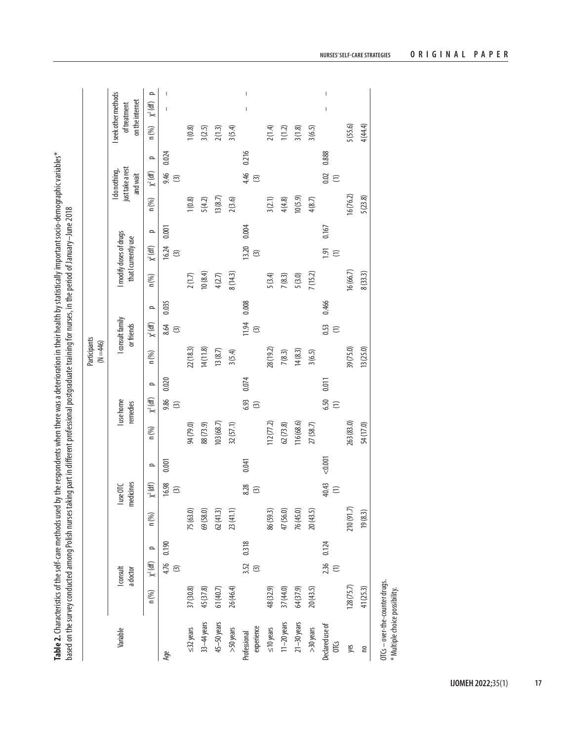**Table 2.** Characteristics of the self-care methods used by the respondents when there was a deterioration in their health by statistically important socio-demographic variables* based on the survey conducted among Polish nurses taking part in different professional postgraduate training for nurses, in the period of January–June 2018

| Variable | Participants (N = 446) | | | | | | | | | | | | | | | | | |
|---|---|---|---|---|---|---|---|---|---|---|---|---|---|---|---|---|---|---|
| | I consult a doctor | | | I use OTC medicines | | | I use home remedies | | | I consult family or friends | | | I modify doses of drugs that I currently use | | | I do nothing, just take a rest and wait | | | I seek other methods of treatment on the internet | | |
| | n (%) | $\chi^2$ (df) | p | n (%) | $\chi^2$ (df) | p | n (%) | $\chi^2$ (df) | p | n (%) | $\chi^2$ (df) | p | n (%) | $\chi^2$ (df) | p | n (%) | $\chi^2$ (df) | p | n (%) | $\chi^2$ (df) | p |
| Age | | 4.76 (3) | 0.190 | | 16.98 (3) | 0.001 | | 9.86 (3) | 0.020 | | 8.64 (3) | 0.035 | | 16.24 (3) | 0.001 | | 9.46 (3) | 0.024 | | – | – |
| ≤32 years | 37 (30.8) | | | 75 (63.0) | | | 94 (79.0) | | | 22 (18.3) | | | 2 (1.7) | | | 1 (0.8) | | | 1 (0.8) | | |
| 33–44 years | 45 (37.8) | | | 69 (58.0) | | | 88 (73.9) | | | 14 (11.8) | | | 10 (8.4) | | | 5 (4.2) | | | 3 (2.5) | | |
| 45–50 years | 61 (40.7) | | | 62 (41.3) | | | 103 (68.7) | | | 13 (8.7) | | | 4 (2.7) | | | 13 (8.7) | | | 2 (1.3) | | |
| >50 years | 26 (46.4) | | | 23 (41.1) | | | 32 (57.1) | | | 3 (5.4) | | | 8 (14.3) | | | 2 (3.6) | | | 3 (5.4) | | |
| Professional experience | | 3.52 (3) | 0.318 | | 8.28 (3) | 0.041 | | 6.93 (3) | 0.074 | | 11.94 (3) | 0.008 | | 13.20 (3) | 0.004 | | 4.46 (3) | 0.216 | | – | – |
| ≤10 years | 48 (32.9) | | | 86 (59.3) | | | 112 (77.2) | | | 28 (19.2) | | | 5 (3.4) | | | 3 (2.1) | | | 2 (1.4) | | |
| 11–20 years | 37 (44.0) | | | 47 (56.0) | | | 62 (73.8) | | | 7 (8.3) | | | 7 (8.3) | | | 4 (4.8) | | | 1 (1.2) | | |
| 21–30 years | 64 (37.9) | | | 76 (45.0) | | | 116 (68.6) | | | 14 (8.3) | | | 5 (3.0) | | | 10 (5.9) | | | 3 (1.8) | | |
| >30 years | 20 (43.5) | | | 20 (43.5) | | | 27 (58.7) | | | 3 (6.5) | | | 7 (15.2) | | | 4 (8.7) | | | 3 (6.5) | | |
| Declared use of OTCs | | 2.36 (1) | 0.124 | | 40.43 (1) | <0.001 | | 6.50 (1) | 0.011 | | 0.53 (1) | 0.466 | | 1.91 (1) | 0.167 | | 0.02 (1) | 0.888 | | – | – |
| yes | 128 (75.7) | | | 210 (91.7) | | | 263 (83.0) | | | 39 (75.0) | | | 16 (66.7) | | | 16 (76.2) | | | 5 (55.6) | | |
| no | 41 (25.3) | | | 19 (8.3) | | | 54 (17.0) | | | 13 (25.0) | | | 8 (33.3) | | | 5 (23.8) | | | 4 (44.4) | | |

OTCs – over-the-counter drugs.
* Multiple choice possibility.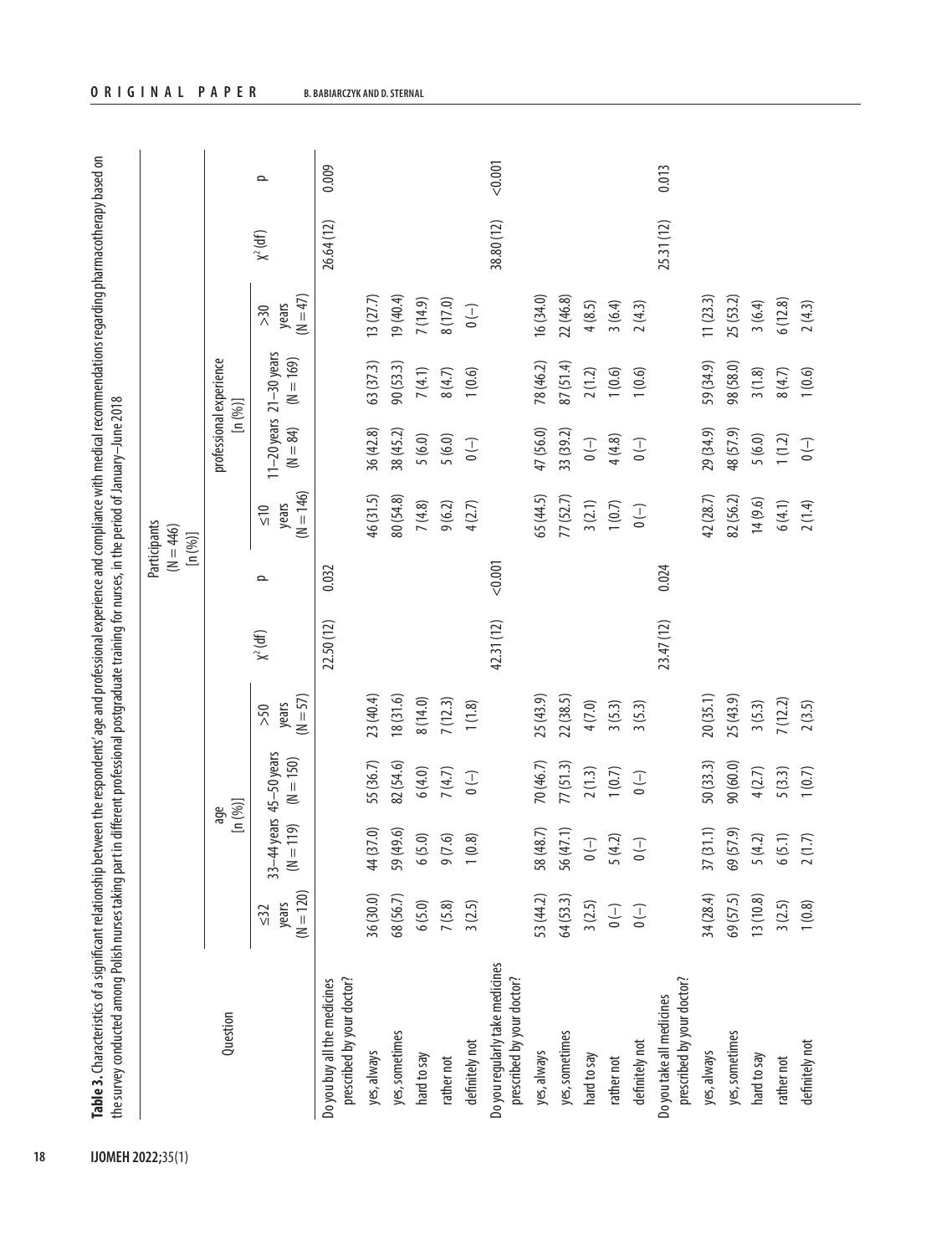**Table 3.** Characteristics of a significant relationship between the respondents' age and professional experience and compliance with medical recommendations regarding pharmacotherapy based on the survey conducted among Polish nurses taking part in different professional postgraduate training for nurses, in the period of January–June 2018

| Question | Participants (N = 446) [n (%)] | | | | | | | | | | | |
|---|---|---|---|---|---|---|---|---|---|---|---|---|
| | age [n (%)] | | | | | | professional experience [n (%)] | | | | | |
| | ≤32 years (N = 120) | 33–44 years (N = 119) | 45–50 years (N = 150) | >50 years (N = 57) | $\chi^2$ (df) | p | ≤10 years (N = 146) | 11–20 years (N = 84) | 21–30 years (N = 169) | >30 years (N = 47) | $\chi^2$ (df) | p |
| Do you buy all the medicines prescribed by your doctor? | | | | | 22.50 (12) | 0.032 | | | | | 26.64 (12) | 0.009 |
| yes, always | 36 (30.0) | 44 (37.0) | 55 (36.7) | 23 (40.4) | | | 46 (31.5) | 36 (42.8) | 63 (37.3) | 13 (27.7) | | |
| yes, sometimes | 68 (56.7) | 59 (49.6) | 82 (54.6) | 18 (31.6) | | | 80 (54.8) | 38 (45.2) | 90 (53.3) | 19 (40.4) | | |
| hard to say | 6 (5.0) | 6 (5.0) | 6 (4.0) | 8 (14.0) | | | 7 (4.8) | 5 (6.0) | 7 (4.1) | 7 (14.9) | | |
| rather not | 7 (5.8) | 9 (7.6) | 7 (4.7) | 7 (12.3) | | | 9 (6.2) | 5 (6.0) | 8 (4.7) | 8 (17.0) | | |
| definitely not | 3 (2.5) | 1 (0.8) | 0 (–) | 1 (1.8) | | | 4 (2.7) | 0 (–) | 1 (0.6) | 0 (–) | | |
| Do you regularly take medicines prescribed by your doctor? | | | | | 42.31 (12) | <0.001 | | | | | 38.80 (12) | <0.001 |
| yes, always | 53 (44.2) | 58 (48.7) | 70 (46.7) | 25 (43.9) | | | 65 (44.5) | 47 (56.0) | 78 (46.2) | 16 (34.0) | | |
| yes, sometimes | 64 (53.3) | 56 (47.1) | 77 (51.3) | 22 (38.5) | | | 77 (52.7) | 33 (39.2) | 87 (51.4) | 22 (46.8) | | |
| hard to say | 3 (2.5) | 0 (–) | 2 (1.3) | 4 (7.0) | | | 3 (2.1) | 0 (–) | 2 (1.2) | 4 (8.5) | | |
| rather not | 0 (–) | 5 (4.2) | 1 (0.7) | 3 (5.3) | | | 1 (0.7) | 4 (4.8) | 1 (0.6) | 3 (6.4) | | |
| definitely not | 0 (–) | 0 (–) | 0 (–) | 3 (5.3) | | | 0 (–) | 0 (–) | 1 (0.6) | 2 (4.3) | | |
| Do you take all medicines prescribed by your doctor? | | | | | 23.47 (12) | 0.024 | | | | | 25.31 (12) | 0.013 |
| yes, always | 34 (28.4) | 37 (31.1) | 50 (33.3) | 20 (35.1) | | | 42 (28.7) | 29 (34.9) | 59 (34.9) | 11 (23.3) | | |
| yes, sometimes | 69 (57.5) | 69 (57.9) | 90 (60.0) | 25 (43.9) | | | 82 (56.2) | 48 (57.9) | 98 (58.0) | 25 (53.2) | | |
| hard to say | 13 (10.8) | 5 (4.2) | 4 (2.7) | 3 (5.3) | | | 14 (9.6) | 5 (6.0) | 3 (1.8) | 3 (6.4) | | |
| rather not | 3 (2.5) | 6 (5.1) | 5 (3.3) | 7 (12.2) | | | 6 (4.1) | 1 (1.2) | 8 (4.7) | 6 (12.8) | | |
| definitely not | 1 (0.8) | 2 (1.7) | 1 (0.7) | 2 (3.5) | | | 2 (1.4) | 0 (–) | 1 (0.6) | 2 (4.3) | | |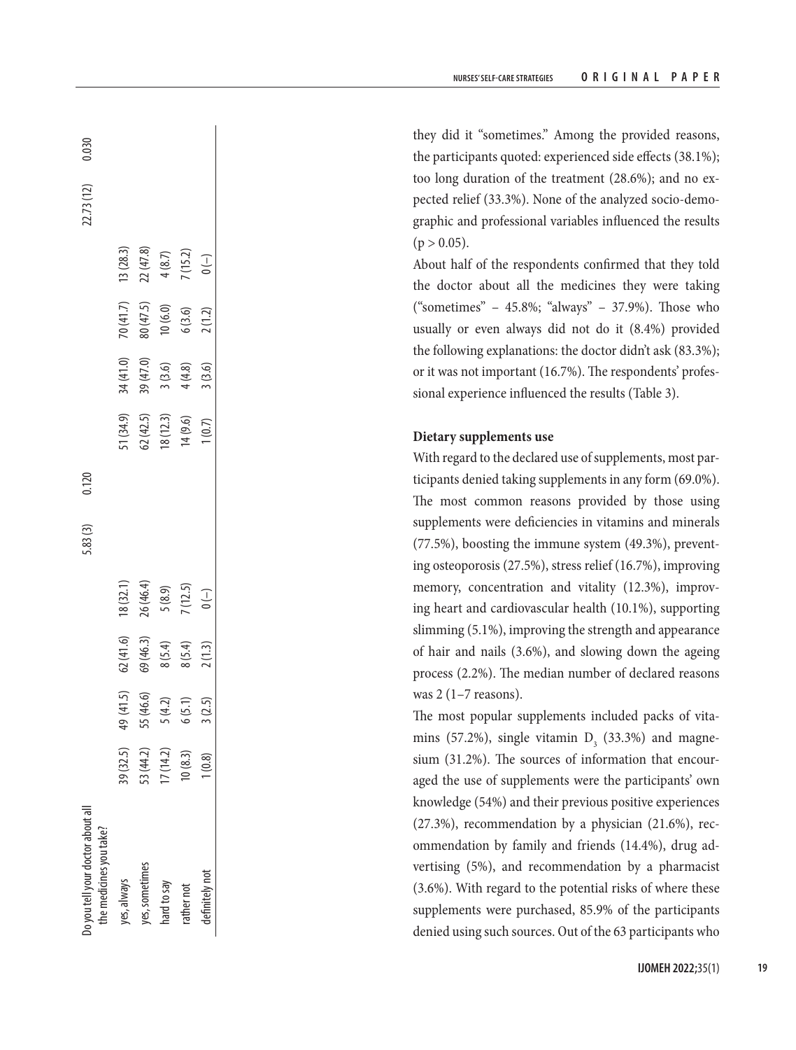| Do you tell your doctor about all the medicines you take? | | | | | | | | | | | | |
|---|---|---|---|---|---|---|---|---|---|---|---|---|
| | | | | | 5.83 (3) | 0.120 | | | | | 22.73 (12) | 0.030 |
| yes, always | 39 (32.5) | 49 (41.5) | 62 (41.6) | 18 (32.1) | | | 51 (34.9) | 34 (41.0) | 70 (41.7) | 13 (28.3) | | |
| yes, sometimes | 53 (44.2) | 55 (46.6) | 69 (46.3) | 26 (46.4) | | | 62 (42.5) | 39 (47.0) | 80 (47.5) | 22 (47.8) | | |
| hard to say | 17 (14.2) | 5 (4.2) | 8 (5.4) | 5 (8.9) | | | 18 (12.3) | 3 (3.6) | 10 (6.0) | 4 (8.7) | | |
| rather not | 10 (8.3) | 6 (5.1) | 8 (5.4) | 7 (12.5) | | | 14 (9.6) | 4 (4.8) | 6 (3.6) | 7 (15.2) | | |
| definitely not | 1 (0.8) | 3 (2.5) | 2 (1.3) | 0 (–) | | | 1 (0.7) | 3 (3.6) | 2 (1.2) | 0 (–) | | |

they did it "sometimes." Among the provided reasons, the participants quoted: experienced side effects (38.1%); too long duration of the treatment (28.6%); and no expected relief (33.3%). None of the analyzed socio-demographic and professional variables influenced the results ($p > 0.05$).

About half of the respondents confirmed that they told the doctor about all the medicines they were taking ("sometimes" – 45.8%; "always" – 37.9%). Those who usually or even always did not do it (8.4%) provided the following explanations: the doctor didn't ask (83.3%); or it was not important (16.7%). The respondents' professional experience influenced the results (Table 3).

**Dietary supplements use**

With regard to the declared use of supplements, most participants denied taking supplements in any form (69.0%). The most common reasons provided by those using supplements were deficiencies in vitamins and minerals (77.5%), boosting the immune system (49.3%), preventing osteoporosis (27.5%), stress relief (16.7%), improving memory, concentration and vitality (12.3%), improving heart and cardiovascular health (10.1%), supporting slimming (5.1%), improving the strength and appearance of hair and nails (3.6%), and slowing down the ageing process (2.2%). The median number of declared reasons was 2 (1–7 reasons).

The most popular supplements included packs of vitamins (57.2%), single vitamin $D_3$ (33.3%) and magnesium (31.2%). The sources of information that encouraged the use of supplements were the participants' own knowledge (54%) and their previous positive experiences (27.3%), recommendation by a physician (21.6%), recommendation by family and friends (14.4%), drug advertising (5%), and recommendation by a pharmacist (3.6%). With regard to the potential risks of where these supplements were purchased, 85.9% of the participants denied using such sources. Out of the 63 participants who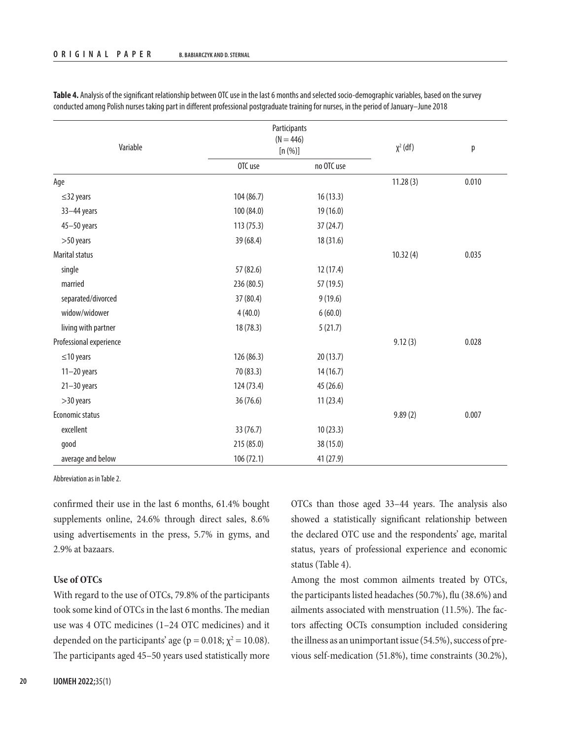**Table 4.** Analysis of the significant relationship between OTC use in the last 6 months and selected socio-demographic variables, based on the survey conducted among Polish nurses taking part in different professional postgraduate training for nurses, in the period of January–June 2018

| Variable | Participants (N = 446) [n (%)] | | $\chi^2$ (df) | p |
|---|---|---|---|---|
| | OTC use | no OTC use | | |
| Age | | | 11.28 (3) | 0.010 |
| ≤32 years | 104 (86.7) | 16 (13.3) | | |
| 33–44 years | 100 (84.0) | 19 (16.0) | | |
| 45–50 years | 113 (75.3) | 37 (24.7) | | |
| >50 years | 39 (68.4) | 18 (31.6) | | |
| Marital status | | | 10.32 (4) | 0.035 |
| single | 57 (82.6) | 12 (17.4) | | |
| married | 236 (80.5) | 57 (19.5) | | |
| separated/divorced | 37 (80.4) | 9 (19.6) | | |
| widow/widower | 4 (40.0) | 6 (60.0) | | |
| living with partner | 18 (78.3) | 5 (21.7) | | |
| Professional experience | | | 9.12 (3) | 0.028 |
| ≤10 years | 126 (86.3) | 20 (13.7) | | |
| 11–20 years | 70 (83.3) | 14 (16.7) | | |
| 21–30 years | 124 (73.4) | 45 (26.6) | | |
| >30 years | 36 (76.6) | 11 (23.4) | | |
| Economic status | | | 9.89 (2) | 0.007 |
| excellent | 33 (76.7) | 10 (23.3) | | |
| good | 215 (85.0) | 38 (15.0) | | |
| average and below | 106 (72.1) | 41 (27.9) | | |

Abbreviation as in Table 2.

confirmed their use in the last 6 months, 61.4% bought supplements online, 24.6% through direct sales, 8.6% using advertisements in the press, 5.7% in gyms, and 2.9% at bazaars.

### Use of OTCs

With regard to the use of OTCs, 79.8% of the participants took some kind of OTCs in the last 6 months. The median use was 4 OTC medicines (1–24 OTC medicines) and it depended on the participants' age ($p = 0.018$; $\chi^2 = 10.08$). The participants aged 45–50 years used statistically more OTCs than those aged 33–44 years. The analysis also showed a statistically significant relationship between the declared OTC use and the respondents' age, marital status, years of professional experience and economic status (Table 4).

Among the most common ailments treated by OTCs, the participants listed headaches (50.7%), flu (38.6%) and ailments associated with menstruation (11.5%). The factors affecting OCTs consumption included considering the illness as an unimportant issue (54.5%), success of previous self-medication (51.8%), time constraints (30.2%),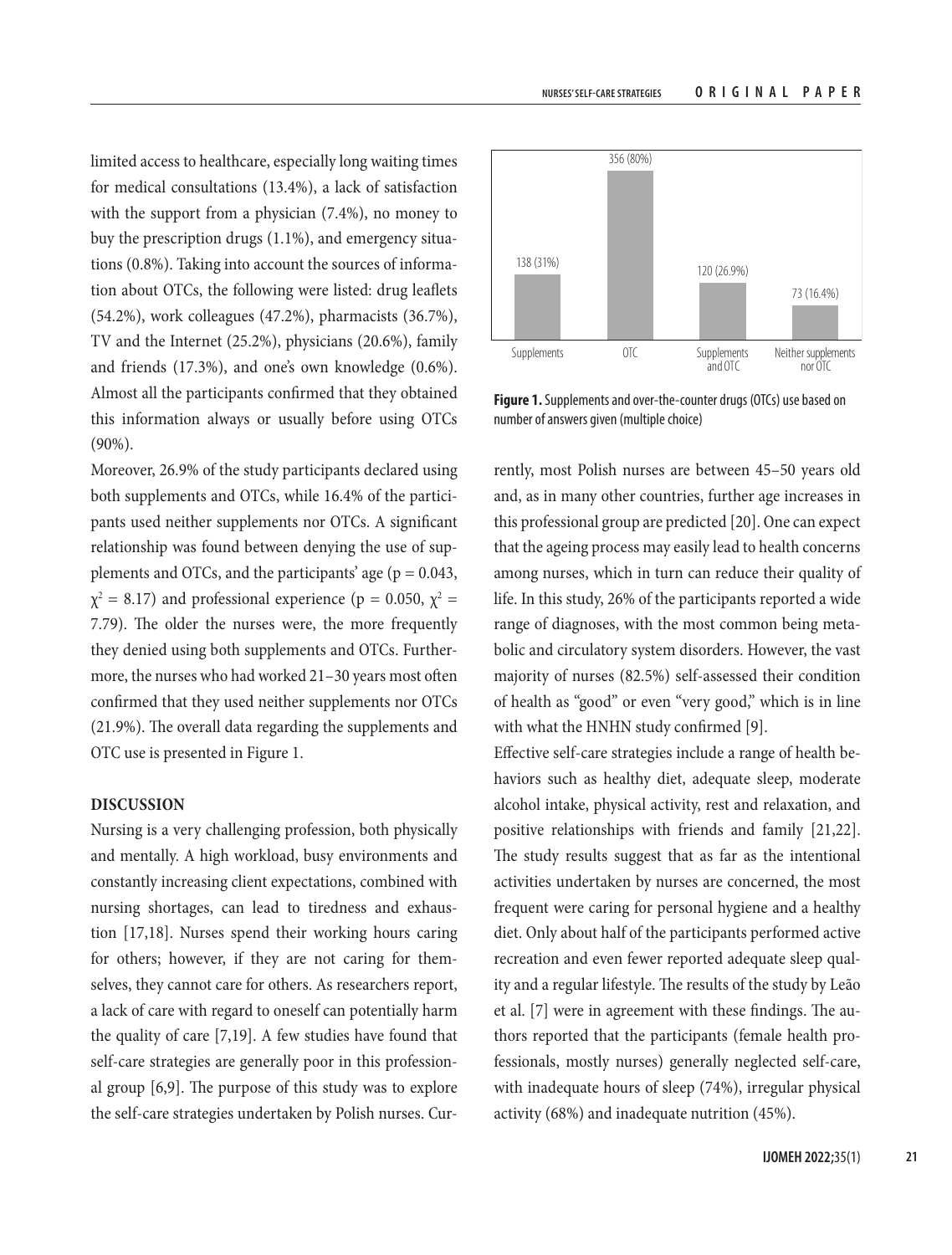limited access to healthcare, especially long waiting times for medical consultations (13.4%), a lack of satisfaction with the support from a physician (7.4%), no money to buy the prescription drugs (1.1%), and emergency situations (0.8%). Taking into account the sources of information about OTCs, the following were listed: drug leaflets (54.2%), work colleagues (47.2%), pharmacists (36.7%), TV and the Internet (25.2%), physicians (20.6%), family and friends (17.3%), and one's own knowledge (0.6%). Almost all the participants confirmed that they obtained this information always or usually before using OTCs (90%).

Moreover, 26.9% of the study participants declared using both supplements and OTCs, while 16.4% of the participants used neither supplements nor OTCs. A significant relationship was found between denying the use of supplements and OTCs, and the participants' age ($p = 0.043$, $\chi^2 = 8.17$) and professional experience ($p = 0.050$, $\chi^2 = 7.79$). The older the nurses were, the more frequently they denied using both supplements and OTCs. Furthermore, the nurses who had worked 21–30 years most often confirmed that they used neither supplements nor OTCs (21.9%). The overall data regarding the supplements and OTC use is presented in Figure 1.

| Category | n (%) |
|---|---|
| Supplements | 138 (31%) |
| OTC | 356 (80%) |
| Supplements and OTC | 120 (26.9%) |
| Neither supplements nor OTC | 73 (16.4%) |

**Figure 1.** Supplements and over-the-counter drugs (OTCs) use based on number of answers given (multiple choice)

## DISCUSSION

Nursing is a very challenging profession, both physically and mentally. A high workload, busy environments and constantly increasing client expectations, combined with nursing shortages, can lead to tiredness and exhaustion [17,18]. Nurses spend their working hours caring for others; however, if they are not caring for themselves, they cannot care for others. As researchers report, a lack of care with regard to oneself can potentially harm the quality of care [7,19]. A few studies have found that self-care strategies are generally poor in this professional group [6,9]. The purpose of this study was to explore the self-care strategies undertaken by Polish nurses. Currently, most Polish nurses are between 45–50 years old and, as in many other countries, further age increases in this professional group are predicted [20]. One can expect that the ageing process may easily lead to health concerns among nurses, which in turn can reduce their quality of life. In this study, 26% of the participants reported a wide range of diagnoses, with the most common being metabolic and circulatory system disorders. However, the vast majority of nurses (82.5%) self-assessed their condition of health as "good" or even "very good," which is in line with what the HNHN study confirmed [9].

Effective self-care strategies include a range of health behaviors such as healthy diet, adequate sleep, moderate alcohol intake, physical activity, rest and relaxation, and positive relationships with friends and family [21,22]. The study results suggest that as far as the intentional activities undertaken by nurses are concerned, the most frequent were caring for personal hygiene and a healthy diet. Only about half of the participants performed active recreation and even fewer reported adequate sleep quality and a regular lifestyle. The results of the study by Leão et al. [7] were in agreement with these findings. The authors reported that the participants (female health professionals, mostly nurses) generally neglected self-care, with inadequate hours of sleep (74%), irregular physical activity (68%) and inadequate nutrition (45%).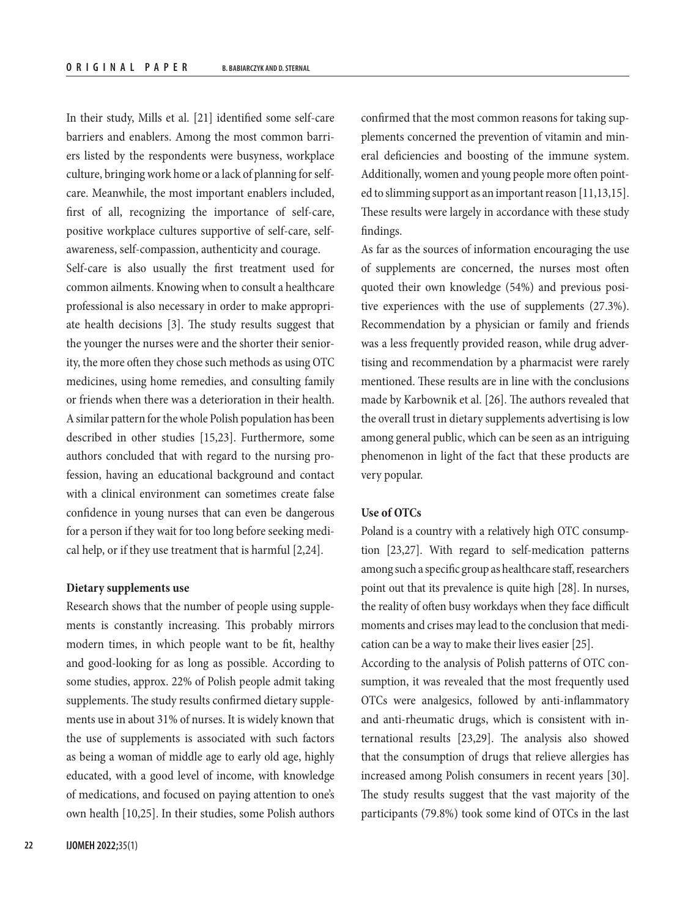In their study, Mills et al. [21] identified some self-care barriers and enablers. Among the most common barriers listed by the respondents were busyness, workplace culture, bringing work home or a lack of planning for self-care. Meanwhile, the most important enablers included, first of all, recognizing the importance of self-care, positive workplace cultures supportive of self-care, self-awareness, self-compassion, authenticity and courage.

Self-care is also usually the first treatment used for common ailments. Knowing when to consult a healthcare professional is also necessary in order to make appropriate health decisions [3]. The study results suggest that the younger the nurses were and the shorter their seniority, the more often they chose such methods as using OTC medicines, using home remedies, and consulting family or friends when there was a deterioration in their health. A similar pattern for the whole Polish population has been described in other studies [15,23]. Furthermore, some authors concluded that with regard to the nursing profession, having an educational background and contact with a clinical environment can sometimes create false confidence in young nurses that can even be dangerous for a person if they wait for too long before seeking medical help, or if they use treatment that is harmful [2,24].

**Dietary supplements use**

Research shows that the number of people using supplements is constantly increasing. This probably mirrors modern times, in which people want to be fit, healthy and good-looking for as long as possible. According to some studies, approx. 22% of Polish people admit taking supplements. The study results confirmed dietary supplements use in about 31% of nurses. It is widely known that the use of supplements is associated with such factors as being a woman of middle age to early old age, highly educated, with a good level of income, with knowledge of medications, and focused on paying attention to one's own health [10,25]. In their studies, some Polish authors confirmed that the most common reasons for taking supplements concerned the prevention of vitamin and mineral deficiencies and boosting of the immune system. Additionally, women and young people more often pointed to slimming support as an important reason [11,13,15]. These results were largely in accordance with these study findings.

As far as the sources of information encouraging the use of supplements are concerned, the nurses most often quoted their own knowledge (54%) and previous positive experiences with the use of supplements (27.3%). Recommendation by a physician or family and friends was a less frequently provided reason, while drug advertising and recommendation by a pharmacist were rarely mentioned. These results are in line with the conclusions made by Karbownik et al. [26]. The authors revealed that the overall trust in dietary supplements advertising is low among general public, which can be seen as an intriguing phenomenon in light of the fact that these products are very popular.

**Use of OTCs**

Poland is a country with a relatively high OTC consumption [23,27]. With regard to self-medication patterns among such a specific group as healthcare staff, researchers point out that its prevalence is quite high [28]. In nurses, the reality of often busy workdays when they face difficult moments and crises may lead to the conclusion that medication can be a way to make their lives easier [25].

According to the analysis of Polish patterns of OTC consumption, it was revealed that the most frequently used OTCs were analgesics, followed by anti-inflammatory and anti-rheumatic drugs, which is consistent with international results [23,29]. The analysis also showed that the consumption of drugs that relieve allergies has increased among Polish consumers in recent years [30]. The study results suggest that the vast majority of the participants (79.8%) took some kind of OTCs in the last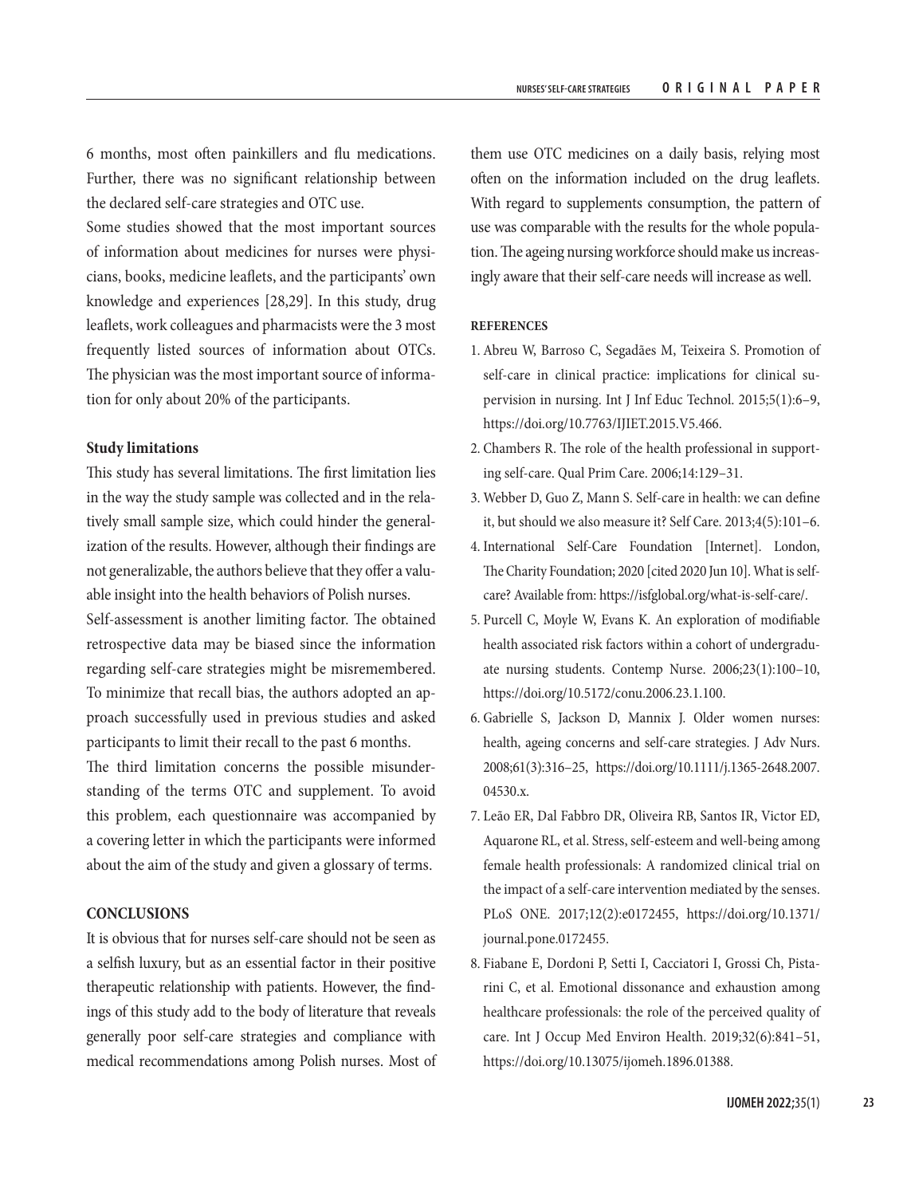6 months, most often painkillers and flu medications. Further, there was no significant relationship between the declared self-care strategies and OTC use.

Some studies showed that the most important sources of information about medicines for nurses were physicians, books, medicine leaflets, and the participants' own knowledge and experiences [28,29]. In this study, drug leaflets, work colleagues and pharmacists were the 3 most frequently listed sources of information about OTCs. The physician was the most important source of information for only about 20% of the participants.

### Study limitations

This study has several limitations. The first limitation lies in the way the study sample was collected and in the relatively small sample size, which could hinder the generalization of the results. However, although their findings are not generalizable, the authors believe that they offer a valuable insight into the health behaviors of Polish nurses.

Self-assessment is another limiting factor. The obtained retrospective data may be biased since the information regarding self-care strategies might be misremembered. To minimize that recall bias, the authors adopted an approach successfully used in previous studies and asked participants to limit their recall to the past 6 months.

The third limitation concerns the possible misunderstanding of the terms OTC and supplement. To avoid this problem, each questionnaire was accompanied by a covering letter in which the participants were informed about the aim of the study and given a glossary of terms.

## CONCLUSIONS

It is obvious that for nurses self-care should not be seen as a selfish luxury, but as an essential factor in their positive therapeutic relationship with patients. However, the findings of this study add to the body of literature that reveals generally poor self-care strategies and compliance with medical recommendations among Polish nurses. Most of them use OTC medicines on a daily basis, relying most often on the information included on the drug leaflets. With regard to supplements consumption, the pattern of use was comparable with the results for the whole population. The ageing nursing workforce should make us increasingly aware that their self-care needs will increase as well.

## REFERENCES

1. Abreu W, Barroso C, Segadães M, Teixeira S. Promotion of self-care in clinical practice: implications for clinical supervision in nursing. Int J Inf Educ Technol. 2015;5(1):6–9, https://doi.org/10.7763/IJIET.2015.V5.466.
2. Chambers R. The role of the health professional in supporting self-care. Qual Prim Care. 2006;14:129–31.
3. Webber D, Guo Z, Mann S. Self-care in health: we can define it, but should we also measure it? Self Care. 2013;4(5):101–6.
4. International Self-Care Foundation [Internet]. London, The Charity Foundation; 2020 [cited 2020 Jun 10]. What is self-care? Available from: https://isfglobal.org/what-is-self-care/.
5. Purcell C, Moyle W, Evans K. An exploration of modifiable health associated risk factors within a cohort of undergraduate nursing students. Contemp Nurse. 2006;23(1):100–10, https://doi.org/10.5172/conu.2006.23.1.100.
6. Gabrielle S, Jackson D, Mannix J. Older women nurses: health, ageing concerns and self-care strategies. J Adv Nurs. 2008;61(3):316–25, https://doi.org/10.1111/j.1365-2648.2007.04530.x.
7. Leão ER, Dal Fabbro DR, Oliveira RB, Santos IR, Victor ED, Aquarone RL, et al. Stress, self-esteem and well-being among female health professionals: A randomized clinical trial on the impact of a self-care intervention mediated by the senses. PLoS ONE. 2017;12(2):e0172455, https://doi.org/10.1371/journal.pone.0172455.
8. Fiabane E, Dordoni P, Setti I, Cacciatori I, Grossi Ch, Pistarini C, et al. Emotional dissonance and exhaustion among healthcare professionals: the role of the perceived quality of care. Int J Occup Med Environ Health. 2019;32(6):841–51, https://doi.org/10.13075/ijomeh.1896.01388.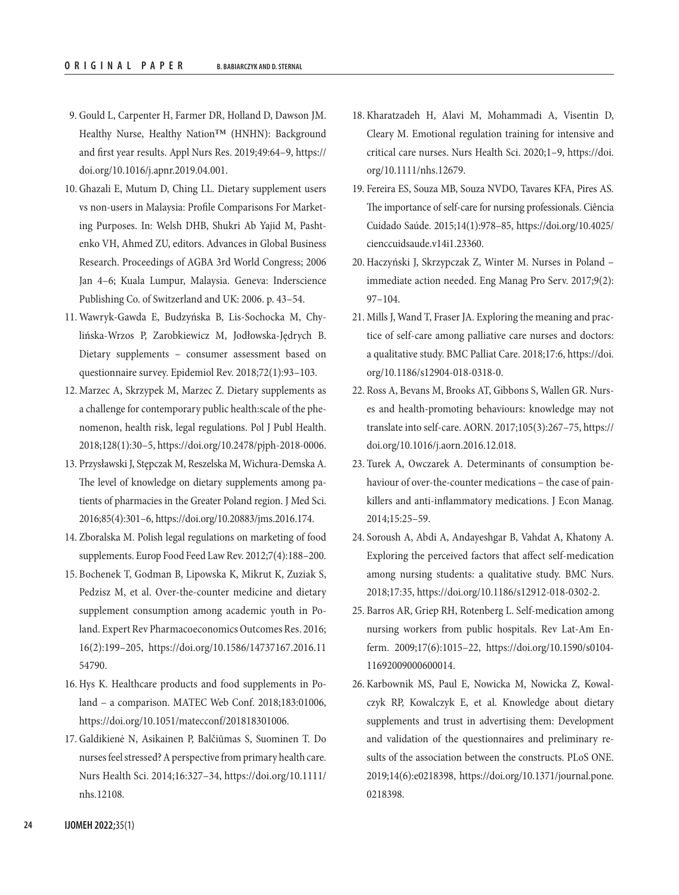9. Gould L, Carpenter H, Farmer DR, Holland D, Dawson JM. Healthy Nurse, Healthy Nation™ (HNHN): Background and first year results. Appl Nurs Res. 2019;49:64–9, https://doi.org/10.1016/j.apnr.2019.04.001.
10. Ghazali E, Mutum D, Ching LL. Dietary supplement users vs non-users in Malaysia: Profile Comparisons For Marketing Purposes. In: Welsh DHB, Shukri Ab Yajid M, Pashtenko VH, Ahmed ZU, editors. Advances in Global Business Research. Proceedings of AGBA 3rd World Congress; 2006 Jan 4–6; Kuala Lumpur, Malaysia. Geneva: Inderscience Publishing Co. of Switzerland and UK: 2006. p. 43–54.
11. Wawryk-Gawda E, Budzyńska B, Lis-Sochocka M, Chylińska-Wrzos P, Zarobkiewicz M, Jodłowska-Jędrych B. Dietary supplements – consumer assessment based on questionnaire survey. Epidemiol Rev. 2018;72(1):93–103.
12. Marzec A, Skrzypek M, Marzec Z. Dietary supplements as a challenge for contemporary public health:scale of the phenomenon, health risk, legal regulations. Pol J Publ Health. 2018;128(1):30–5, https://doi.org/10.2478/pjph-2018-0006.
13. Przysławski J, Stępczak M, Reszelska M, Wichura-Demska A. The level of knowledge on dietary supplements among patients of pharmacies in the Greater Poland region. J Med Sci. 2016;85(4):301–6, https://doi.org/10.20883/jms.2016.174.
14. Zboralska M. Polish legal regulations on marketing of food supplements. Europ Food Feed Law Rev. 2012;7(4):188–200.
15. Bochenek T, Godman B, Lipowska K, Mikrut K, Zuziak S, Pedzisz M, et al. Over-the-counter medicine and dietary supplement consumption among academic youth in Poland. Expert Rev Pharmacoeconomics Outcomes Res. 2016;16(2):199–205, https://doi.org/10.1586/14737167.2016.1154790.
16. Hys K. Healthcare products and food supplements in Poland – a comparison. MATEC Web Conf. 2018;183:01006, https://doi.org/10.1051/matecconf/201818301006.
17. Galdikienė N, Asikainen P, Balčiūmas S, Suominen T. Do nurses feel stressed? A perspective from primary health care. Nurs Health Sci. 2014;16:327–34, https://doi.org/10.1111/nhs.12108.
18. Kharatzadeh H, Alavi M, Mohammadi A, Visentin D, Cleary M. Emotional regulation training for intensive and critical care nurses. Nurs Health Sci. 2020;1–9, https://doi.org/10.1111/nhs.12679.
19. Fereira ES, Souza MB, Souza NVDO, Tavares KFA, Pires AS. The importance of self-care for nursing professionals. Ciência Cuidado Saúde. 2015;14(1):978–85, https://doi.org/10.4025/cienccuidsaude.v14i1.23360.
20. Haczyński J, Skrzypczak Z, Winter M. Nurses in Poland – immediate action needed. Eng Manag Pro Serv. 2017;9(2):97–104.
21. Mills J, Wand T, Fraser JA. Exploring the meaning and practice of self-care among palliative care nurses and doctors: a qualitative study. BMC Palliat Care. 2018;17:6, https://doi.org/10.1186/s12904-018-0318-0.
22. Ross A, Bevans M, Brooks AT, Gibbons S, Wallen GR. Nurses and health-promoting behaviours: knowledge may not translate into self-care. AORN. 2017;105(3):267–75, https://doi.org/10.1016/j.aorn.2016.12.018.
23. Turek A, Owczarek A. Determinants of consumption behaviour of over-the-counter medications – the case of painkillers and anti-inflammatory medications. J Econ Manag. 2014;15:25–59.
24. Soroush A, Abdi A, Andayeshgar B, Vahdat A, Khatony A. Exploring the perceived factors that affect self-medication among nursing students: a qualitative study. BMC Nurs. 2018;17:35, https://doi.org/10.1186/s12912-018-0302-2.
25. Barros AR, Griep RH, Rotenberg L. Self-medication among nursing workers from public hospitals. Rev Lat-Am Enferm. 2009;17(6):1015–22, https://doi.org/10.1590/s0104-11692009000600014.
26. Karbownik MS, Paul E, Nowicka M, Nowicka Z, Kowalczyk RP, Kowalczyk E, et al. Knowledge about dietary supplements and trust in advertising them: Development and validation of the questionnaires and preliminary results of the association between the constructs. PLoS ONE. 2019;14(6):e0218398, https://doi.org/10.1371/journal.pone.0218398.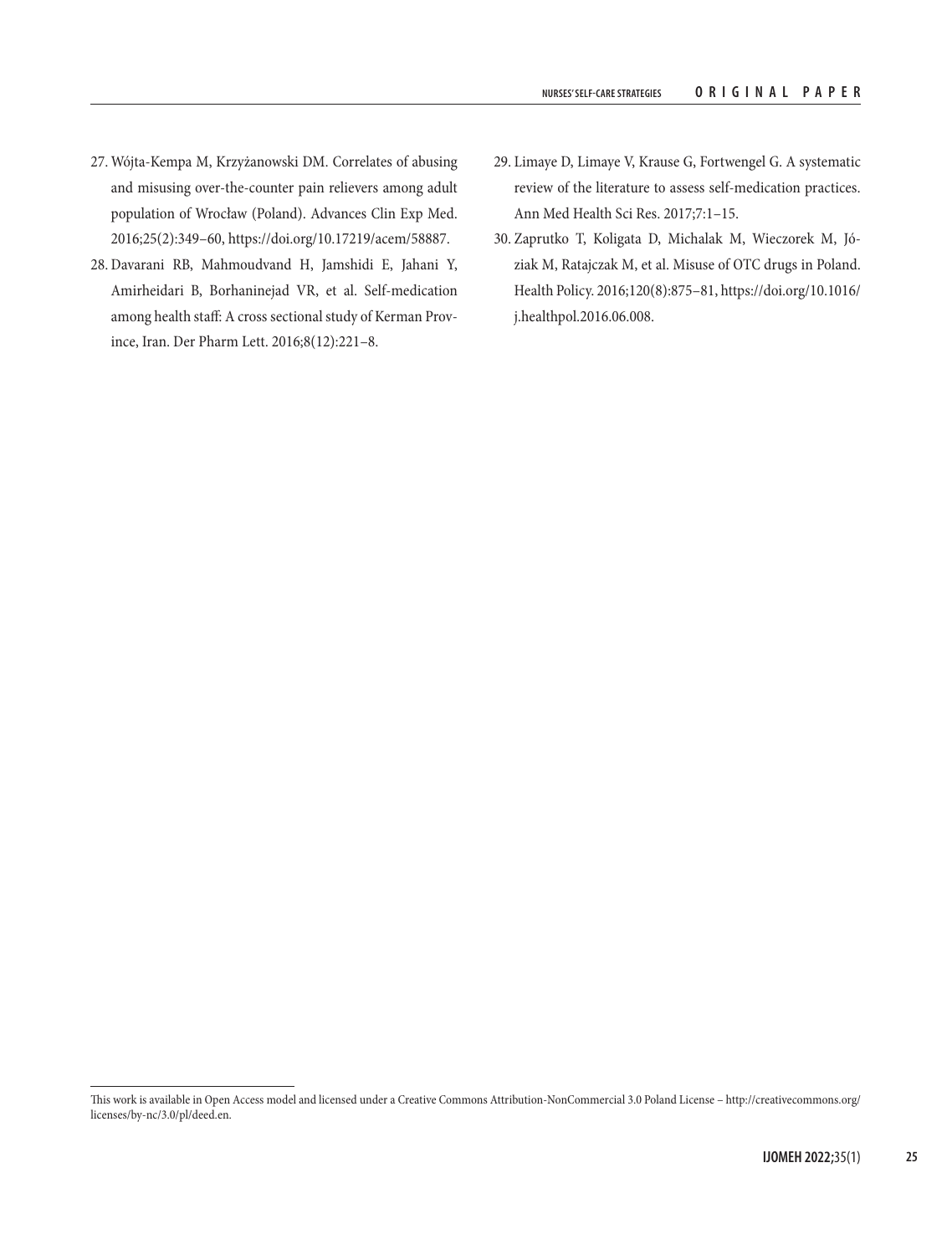27. Wójta-Kempa M, Krzyżanowski DM. Correlates of abusing and misusing over-the-counter pain relievers among adult population of Wrocław (Poland). Advances Clin Exp Med. 2016;25(2):349–60, https://doi.org/10.17219/acem/58887.
28. Davarani RB, Mahmoudvand H, Jamshidi E, Jahani Y, Amirheidari B, Borhaninejad VR, et al. Self-medication among health staff: A cross sectional study of Kerman Province, Iran. Der Pharm Lett. 2016;8(12):221–8.
29. Limaye D, Limaye V, Krause G, Fortwengel G. A systematic review of the literature to assess self-medication practices. Ann Med Health Sci Res. 2017;7:1–15.
30. Zaprutko T, Koligata D, Michalak M, Wieczorek M, Józiak M, Ratajczak M, et al. Misuse of OTC drugs in Poland. Health Policy. 2016;120(8):875–81, https://doi.org/10.1016/j.healthpol.2016.06.008.

This work is available in Open Access model and licensed under a Creative Commons Attribution-NonCommercial 3.0 Poland License – http://creativecommons.org/licenses/by-nc/3.0/pl/deed.en.